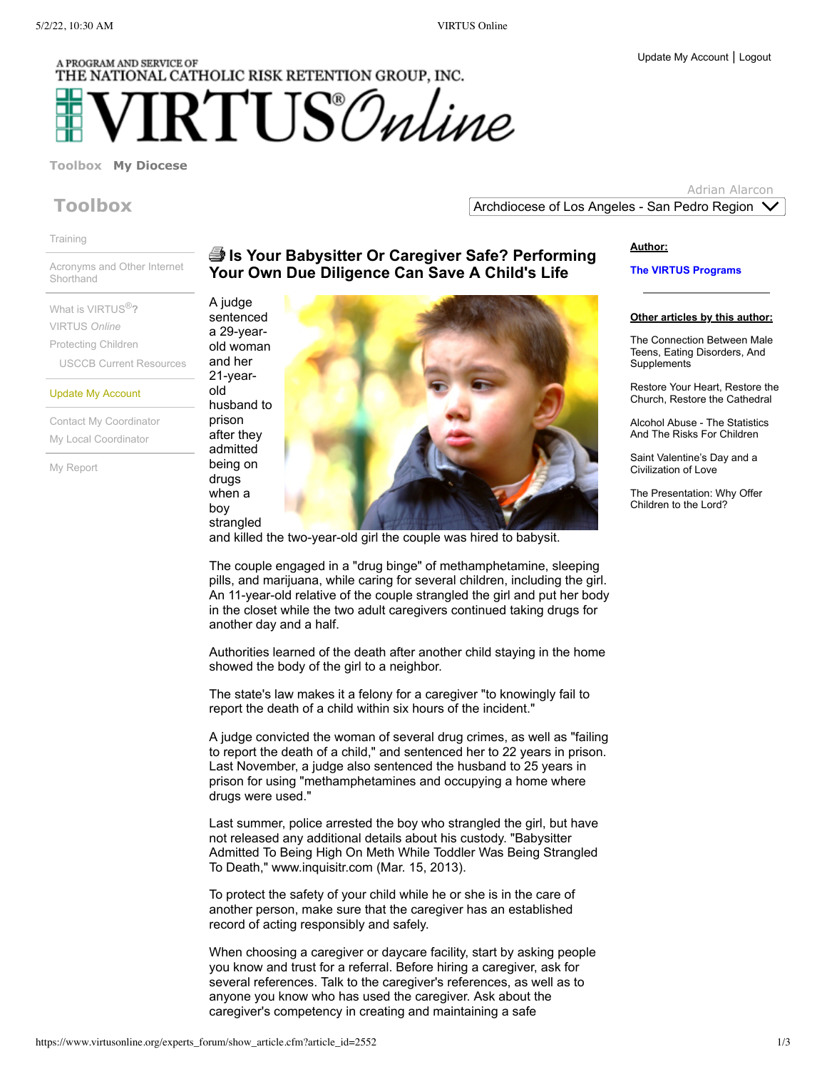Update My Account | Logout

A PROGRAM AND SERVICE OF
THE NATIONAL CATHOLIC RISK RETENTION GROUP, INC.

# VIRTUS® *Online*

Toolbox   My Diocese

Adrian Alarcon

Archdiocese of Los Angeles - San Pedro Region

## Toolbox

- Training
- Acronyms and Other Internet Shorthand
- What is VIRTUS®?
- VIRTUS *Online*
- Protecting Children
  - USCCB Current Resources
- Update My Account
- Contact My Coordinator
- My Local Coordinator
- My Report

## Is Your Babysitter Or Caregiver Safe? Performing Your Own Due Diligence Can Save A Child's Life

A judge sentenced a 29-year-old woman and her 21-year-old husband to prison after they admitted being on drugs when a boy strangled and killed the two-year-old girl the couple was hired to babysit.

The couple engaged in a "drug binge" of methamphetamine, sleeping pills, and marijuana, while caring for several children, including the girl. An 11-year-old relative of the couple strangled the girl and put her body in the closet while the two adult caregivers continued taking drugs for another day and a half.

Authorities learned of the death after another child staying in the home showed the body of the girl to a neighbor.

The state's law makes it a felony for a caregiver "to knowingly fail to report the death of a child within six hours of the incident."

A judge convicted the woman of several drug crimes, as well as "failing to report the death of a child," and sentenced her to 22 years in prison. Last November, a judge also sentenced the husband to 25 years in prison for using "methamphetamines and occupying a home where drugs were used."

Last summer, police arrested the boy who strangled the girl, but have not released any additional details about his custody. "Babysitter Admitted To Being High On Meth While Toddler Was Being Strangled To Death," www.inquisitr.com (Mar. 15, 2013).

To protect the safety of your child while he or she is in the care of another person, make sure that the caregiver has an established record of acting responsibly and safely.

When choosing a caregiver or daycare facility, start by asking people you know and trust for a referral. Before hiring a caregiver, ask for several references. Talk to the caregiver's references, as well as to anyone you know who has used the caregiver. Ask about the caregiver's competency in creating and maintaining a safe

**Author:**

The VIRTUS Programs

**Other articles by this author:**

- The Connection Between Male Teens, Eating Disorders, And Supplements
- Restore Your Heart, Restore the Church, Restore the Cathedral
- Alcohol Abuse - The Statistics And The Risks For Children
- Saint Valentine's Day and a Civilization of Love
- The Presentation: Why Offer Children to the Lord?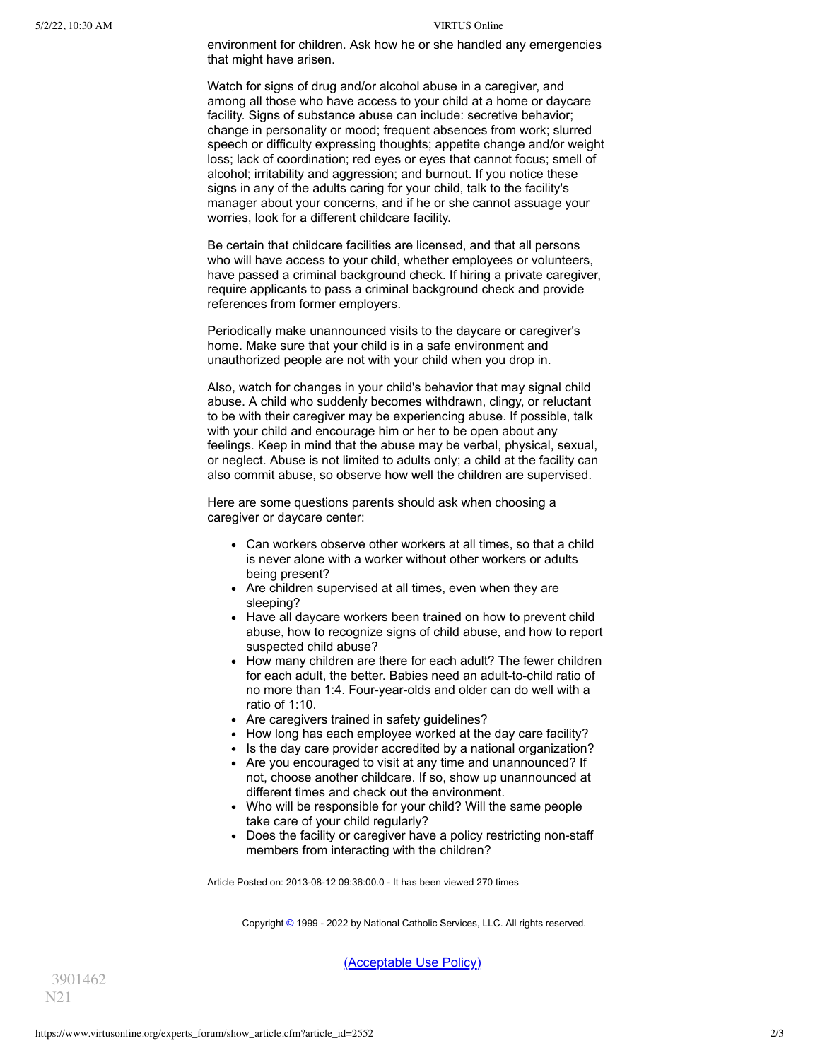environment for children. Ask how he or she handled any emergencies that might have arisen.

Watch for signs of drug and/or alcohol abuse in a caregiver, and among all those who have access to your child at a home or daycare facility. Signs of substance abuse can include: secretive behavior; change in personality or mood; frequent absences from work; slurred speech or difficulty expressing thoughts; appetite change and/or weight loss; lack of coordination; red eyes or eyes that cannot focus; smell of alcohol; irritability and aggression; and burnout. If you notice these signs in any of the adults caring for your child, talk to the facility's manager about your concerns, and if he or she cannot assuage your worries, look for a different childcare facility.

Be certain that childcare facilities are licensed, and that all persons who will have access to your child, whether employees or volunteers, have passed a criminal background check. If hiring a private caregiver, require applicants to pass a criminal background check and provide references from former employers.

Periodically make unannounced visits to the daycare or caregiver's home. Make sure that your child is in a safe environment and unauthorized people are not with your child when you drop in.

Also, watch for changes in your child's behavior that may signal child abuse. A child who suddenly becomes withdrawn, clingy, or reluctant to be with their caregiver may be experiencing abuse. If possible, talk with your child and encourage him or her to be open about any feelings. Keep in mind that the abuse may be verbal, physical, sexual, or neglect. Abuse is not limited to adults only; a child at the facility can also commit abuse, so observe how well the children are supervised.

Here are some questions parents should ask when choosing a caregiver or daycare center:

- Can workers observe other workers at all times, so that a child is never alone with a worker without other workers or adults being present?
- Are children supervised at all times, even when they are sleeping?
- Have all daycare workers been trained on how to prevent child abuse, how to recognize signs of child abuse, and how to report suspected child abuse?
- How many children are there for each adult? The fewer children for each adult, the better. Babies need an adult-to-child ratio of no more than 1:4. Four-year-olds and older can do well with a ratio of 1:10.
- Are caregivers trained in safety guidelines?
- How long has each employee worked at the day care facility?
- Is the day care provider accredited by a national organization?
- Are you encouraged to visit at any time and unannounced? If not, choose another childcare. If so, show up unannounced at different times and check out the environment.
- Who will be responsible for your child? Will the same people take care of your child regularly?
- Does the facility or caregiver have a policy restricting non-staff members from interacting with the children?

---

Article Posted on: 2013-08-12 09:36:00.0 - It has been viewed 270 times

Copyright © 1999 - 2022 by National Catholic Services, LLC. All rights reserved.

(Acceptable Use Policy)

3901462
N21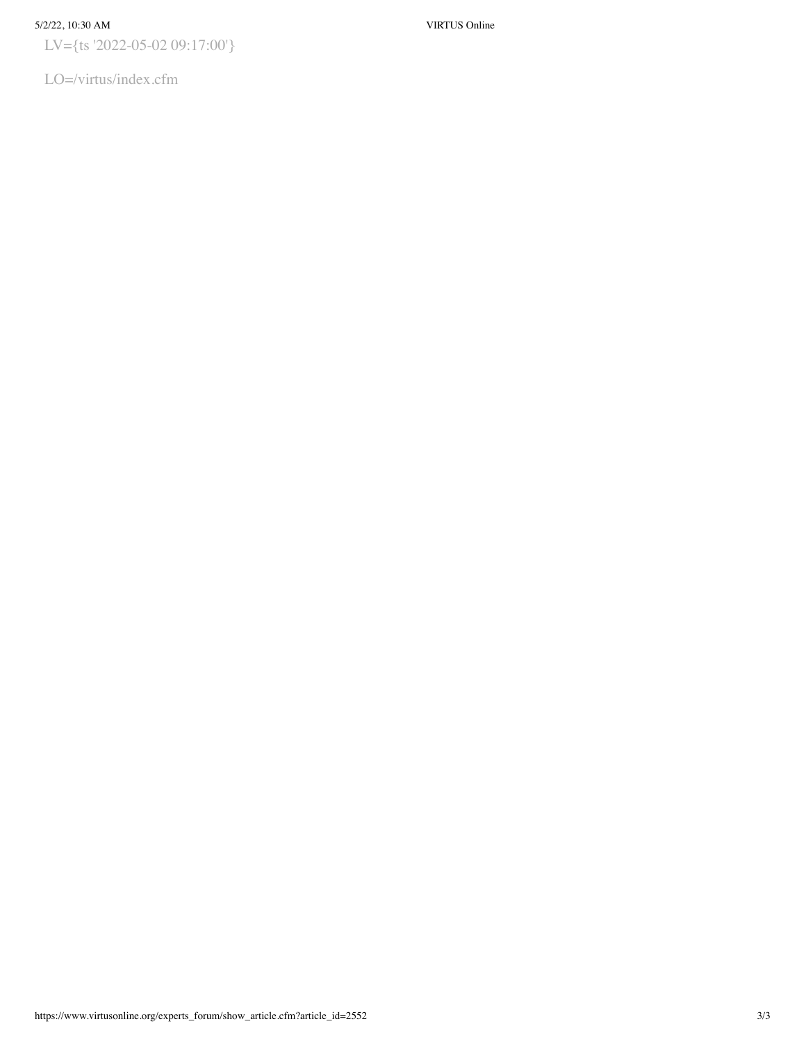LV={ts '2022-05-02 09:17:00'}

LO=/virtus/index.cfm